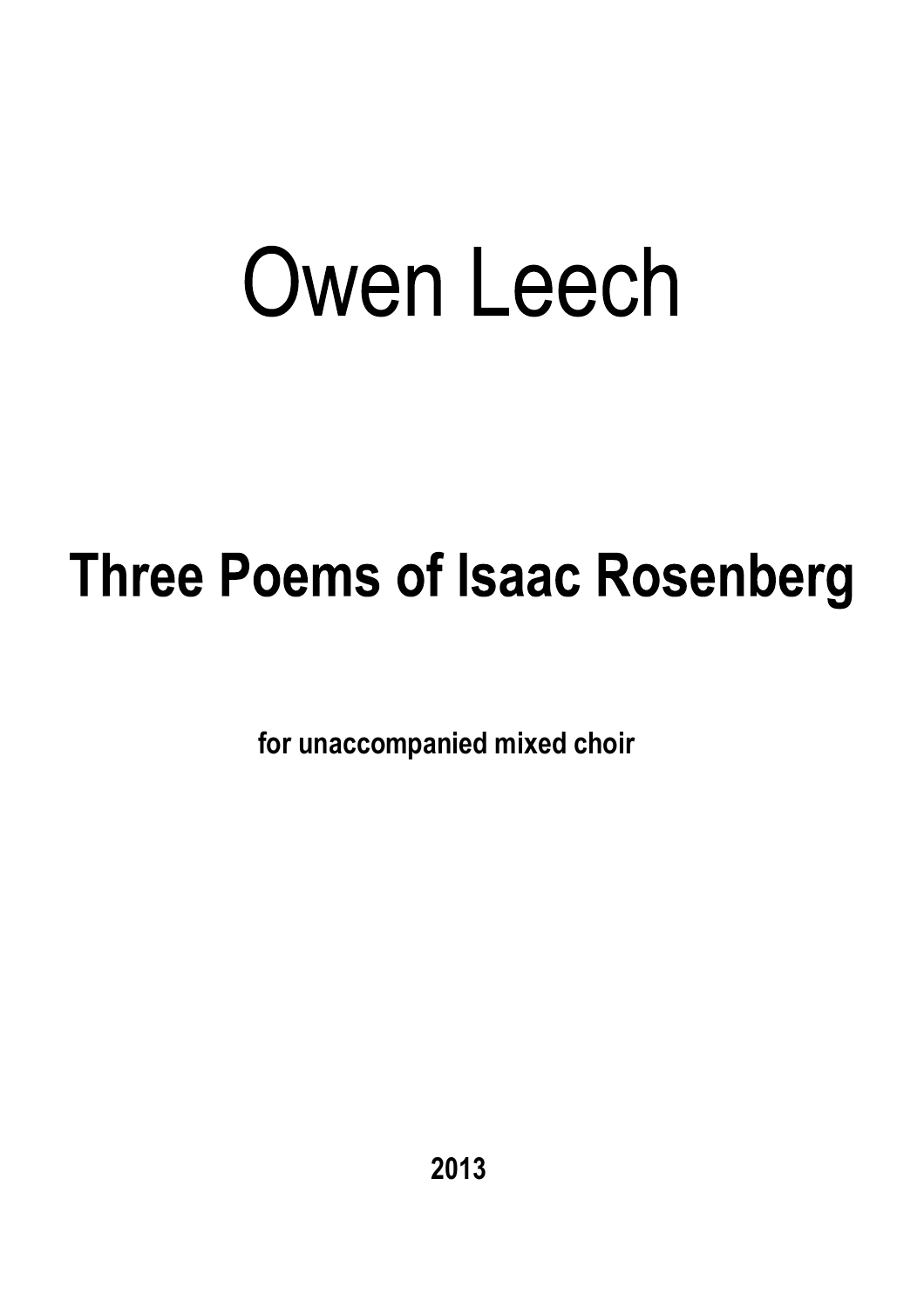# Owen Leech

## Three Poems of Isaac Rosenberg

**for unaccompanied mixed choir**

**2013**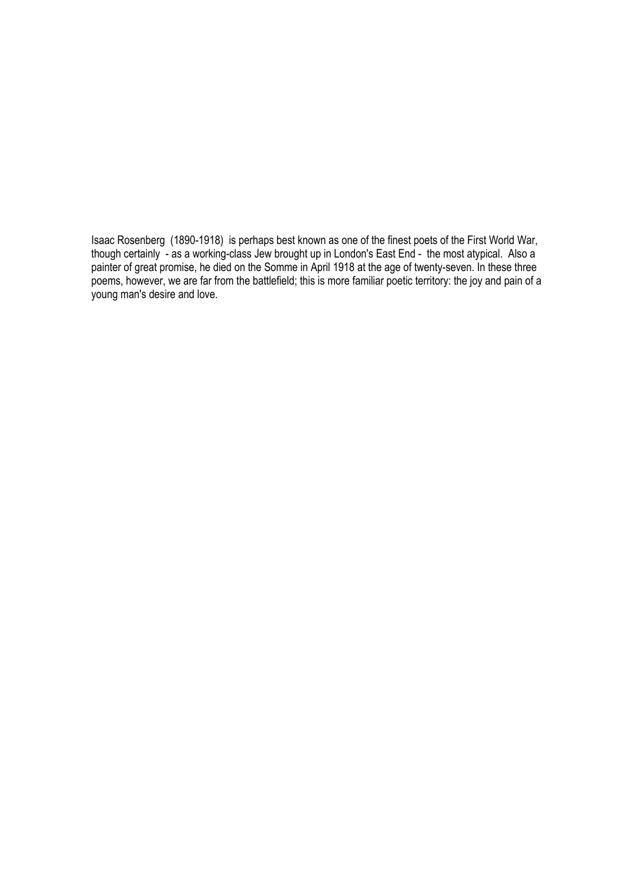Isaac Rosenberg (1890-1918) is perhaps best known as one of the finest poets of the First World War, though certainly - as a working-class Jew brought up in London's East End - the most atypical. Also a painter of great promise, he died on the Somme in April 1918 at the age of twenty-seven. In these three poems, however, we are far from the battlefield; this is more familiar poetic territory: the joy and pain of a young man's desire and love.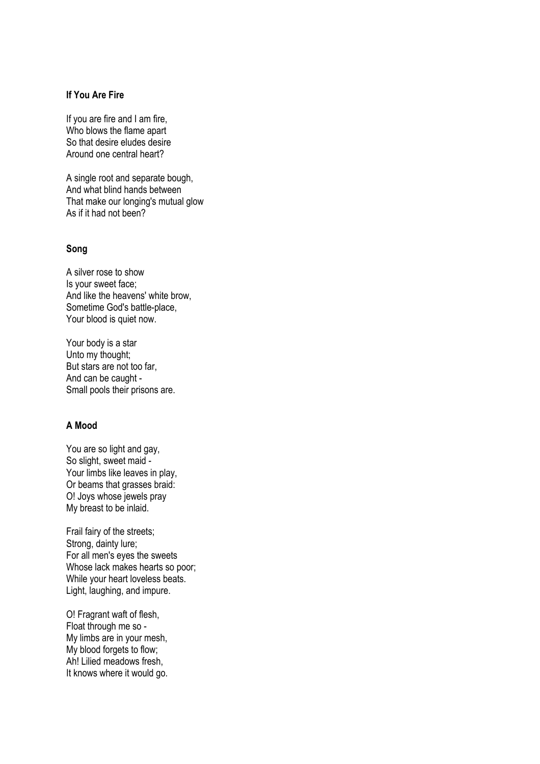### If You Are Fire

If you are fire and I am fire,
Who blows the flame apart
So that desire eludes desire
Around one central heart?

A single root and separate bough,
And what blind hands between
That make our longing's mutual glow
As if it had not been?

### Song

A silver rose to show
Is your sweet face;
And like the heavens' white brow,
Sometime God's battle-place,
Your blood is quiet now.

Your body is a star
Unto my thought;
But stars are not too far,
And can be caught -
Small pools their prisons are.

### A Mood

You are so light and gay,
So slight, sweet maid -
Your limbs like leaves in play,
Or beams that grasses braid:
O! Joys whose jewels pray
My breast to be inlaid.

Frail fairy of the streets;
Strong, dainty lure;
For all men's eyes the sweets
Whose lack makes hearts so poor;
While your heart loveless beats.
Light, laughing, and impure.

O! Fragrant waft of flesh,
Float through me so -
My limbs are in your mesh,
My blood forgets to flow;
Ah! Lilied meadows fresh,
It knows where it would go.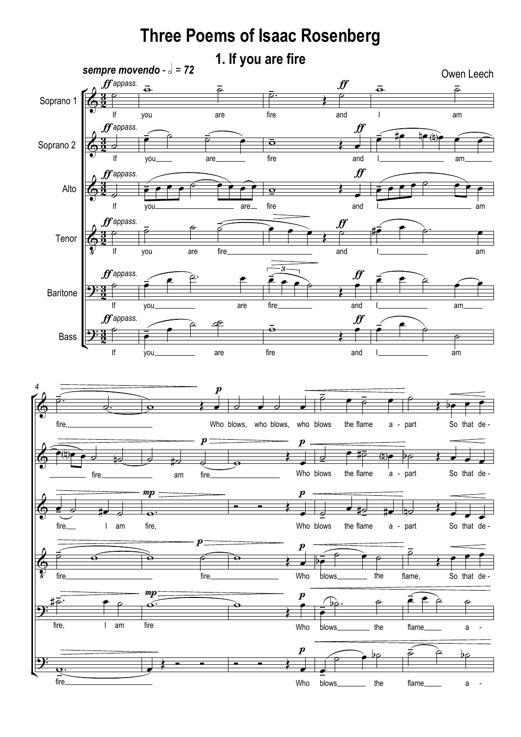# Three Poems of Isaac Rosenberg

## 1. If you are fire

***sempre movendo*** **- 𝅗𝅥 = 72**

Owen Leech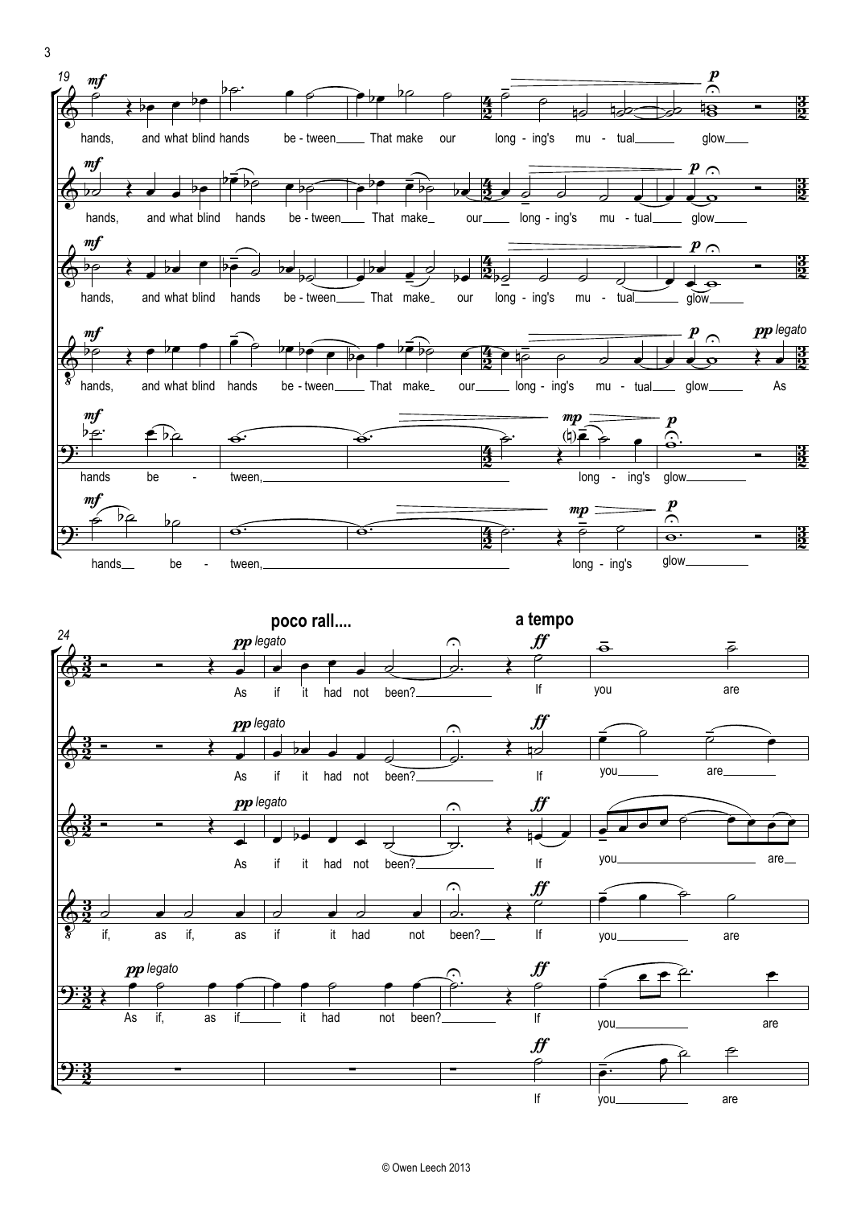19

hands, and what blind hands be - tween That make our long - ing's mu - tual glow

hands, and what blind hands be - tween That make our long - ing's mu - tual glow

hands, and what blind hands be - tween That make our long - ing's mu - tual glow

hands, and what blind hands be - tween That make our long - ing's mu - tual glow As

hands be - tween, long - ing's glow

hands be - tween, long - ing's glow

24

**poco rall....** **a tempo**

As if it had not been? If you are

As if it had not been? If you are

As if it had not been? If you are

if, as if, as if it had not been? If you are

As if, as if it had not been? If you are

If you are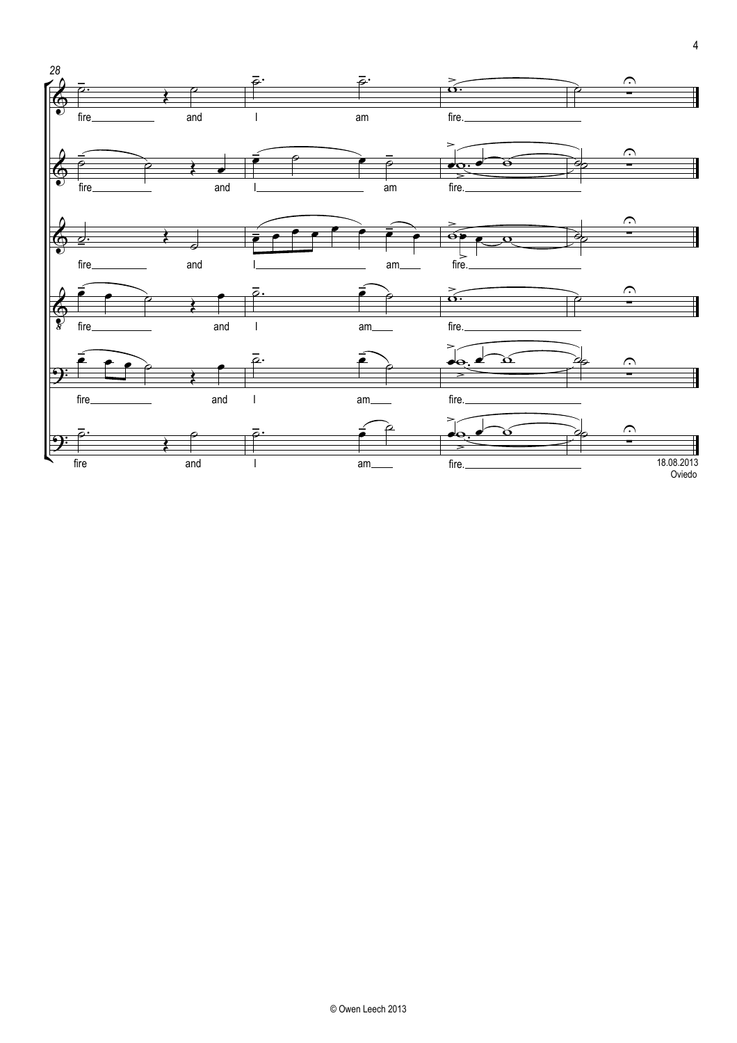28

fire and I am fire.

fire and I am fire.

fire and I am fire.

fire and I am fire.

fire and I am fire.

fire and I am fire.

18.08.2013
Oviedo

© Owen Leech 2013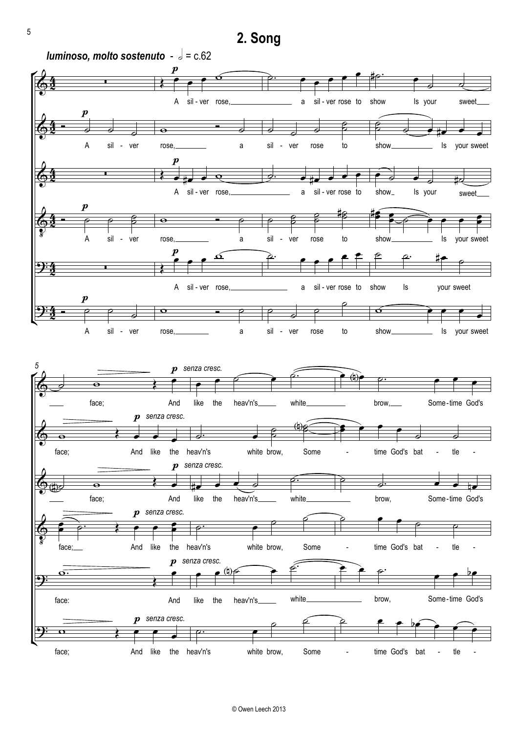## 2. Song

***luminoso, molto sostenuto*** - 𝅗𝅥 = c.62

A sil - ver rose, a sil - ver rose to show Is your sweet face; And like the heav'n's white brow, Some - time God's bat - tle -

© Owen Leech 2013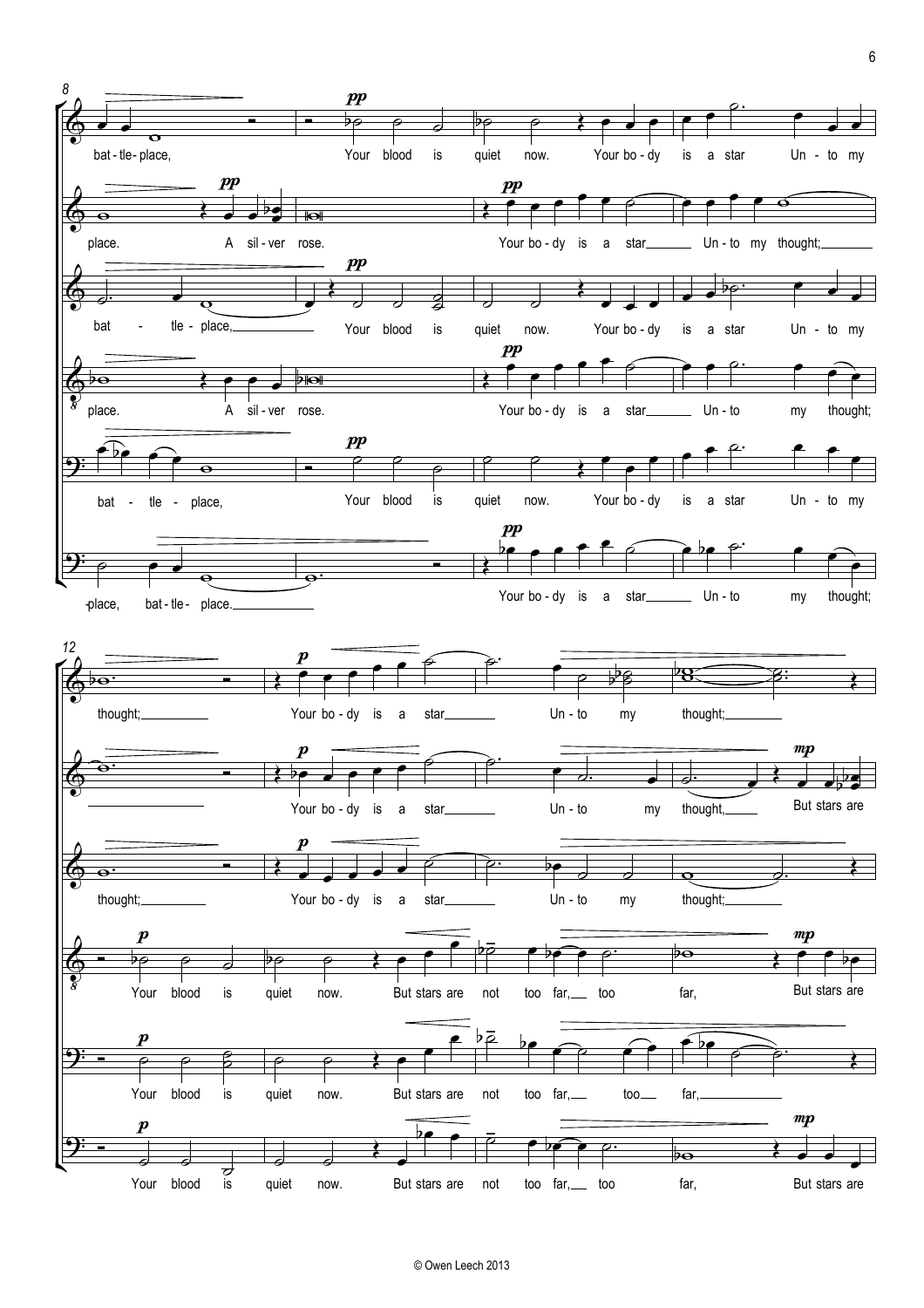8

bat - tle - place, Your blood is quiet now. Your bo - dy is a star Un - to my

place. A sil - ver rose. Your bo - dy is a star Un - to my thought;

bat - tle - place, Your blood is quiet now. Your bo - dy is a star Un - to my

place. A sil - ver rose. Your bo - dy is a star Un - to my thought;

bat - tle - place, Your blood is quiet now. Your bo - dy is a star Un - to my

-place, bat - tle - place. Your bo - dy is a star Un - to my thought;

12

thought; Your bo - dy is a star Un - to my thought;

Your bo - dy is a star Un - to my thought, But stars are

thought; Your bo - dy is a star Un - to my thought;

Your blood is quiet now. But stars are not too far, too far, But stars are

Your blood is quiet now. But stars are not too far, too far,

Your blood is quiet now. But stars are not too far, too far, But stars are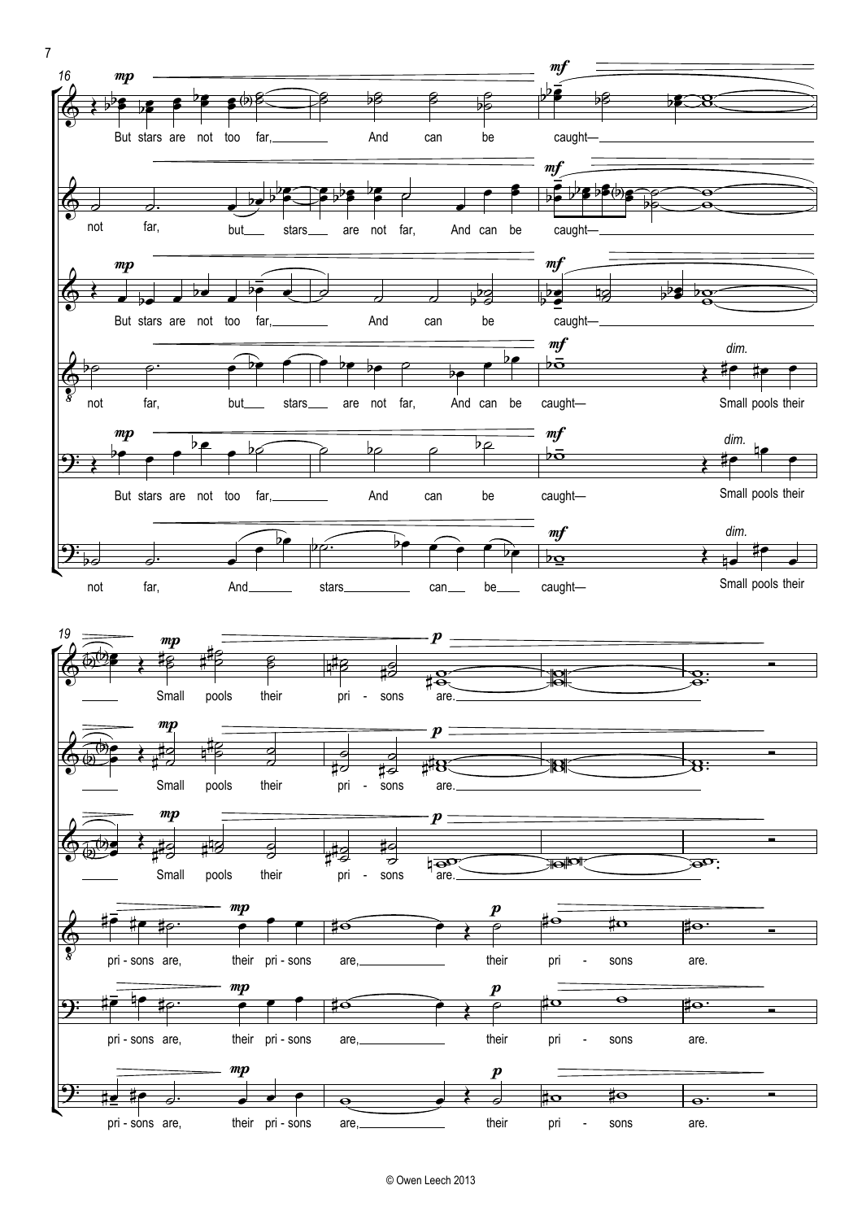16

But stars are not too far, And can be caught—

not far, but stars are not far, And can be caught—

But stars are not too far, And can be caught—

not far, but stars are not far, And can be caught— Small pools their

But stars are not too far, And can be caught— Small pools their

not far, And stars can be caught— Small pools their

19

Small pools their pri - sons are.

Small pools their pri - sons are.

Small pools their pri - sons are.

pri - sons are, their pri - sons are, their pri - sons are.

pri - sons are, their pri - sons are, their pri - sons are.

pri - sons are, their pri - sons are, their pri - sons are.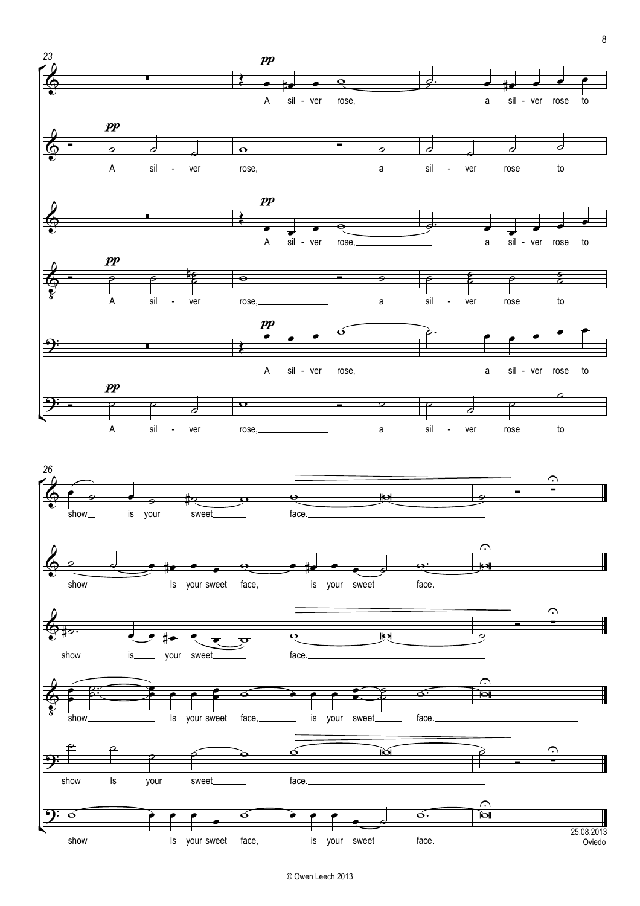25.08.2013
Oviedo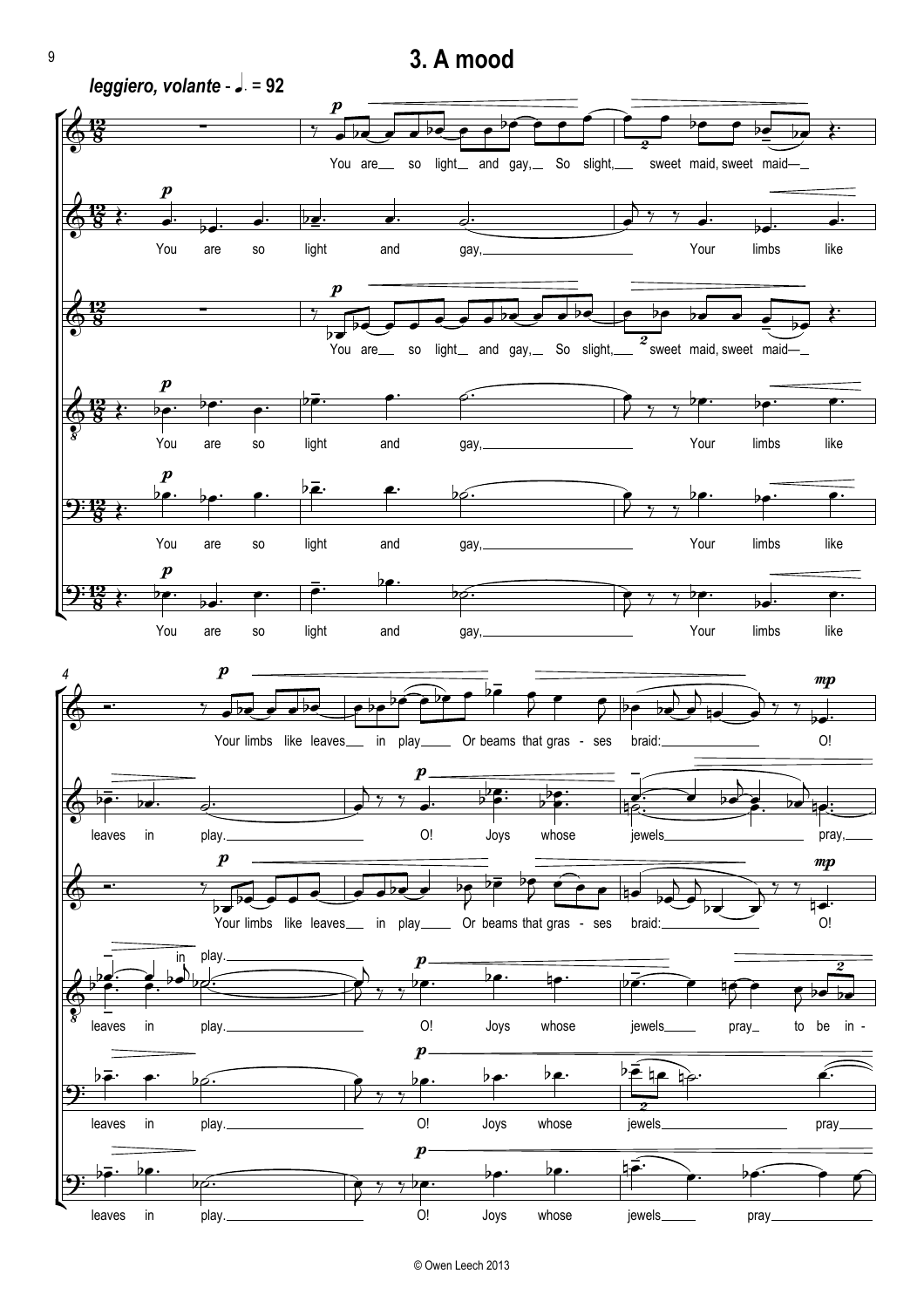# 3. A mood

*leggiero, volante* - ♩. = 92

You are so light and gay, So slight, sweet maid, sweet maid—

You are so light and gay, Your limbs like

You are so light and gay, So slight, sweet maid, sweet maid—

You are so light and gay, Your limbs like

You are so light and gay, Your limbs like

You are so light and gay, Your limbs like

Your limbs like leaves in play Or beams that gras - ses braid: O!

leaves in play. O! Joys whose jewels pray,

Your limbs like leaves in play Or beams that gras - ses braid: O!

leaves in play. O! Joys whose jewels pray to be in -

leaves in play. O! Joys whose jewels pray

leaves in play. O! Joys whose jewels pray

© Owen Leech 2013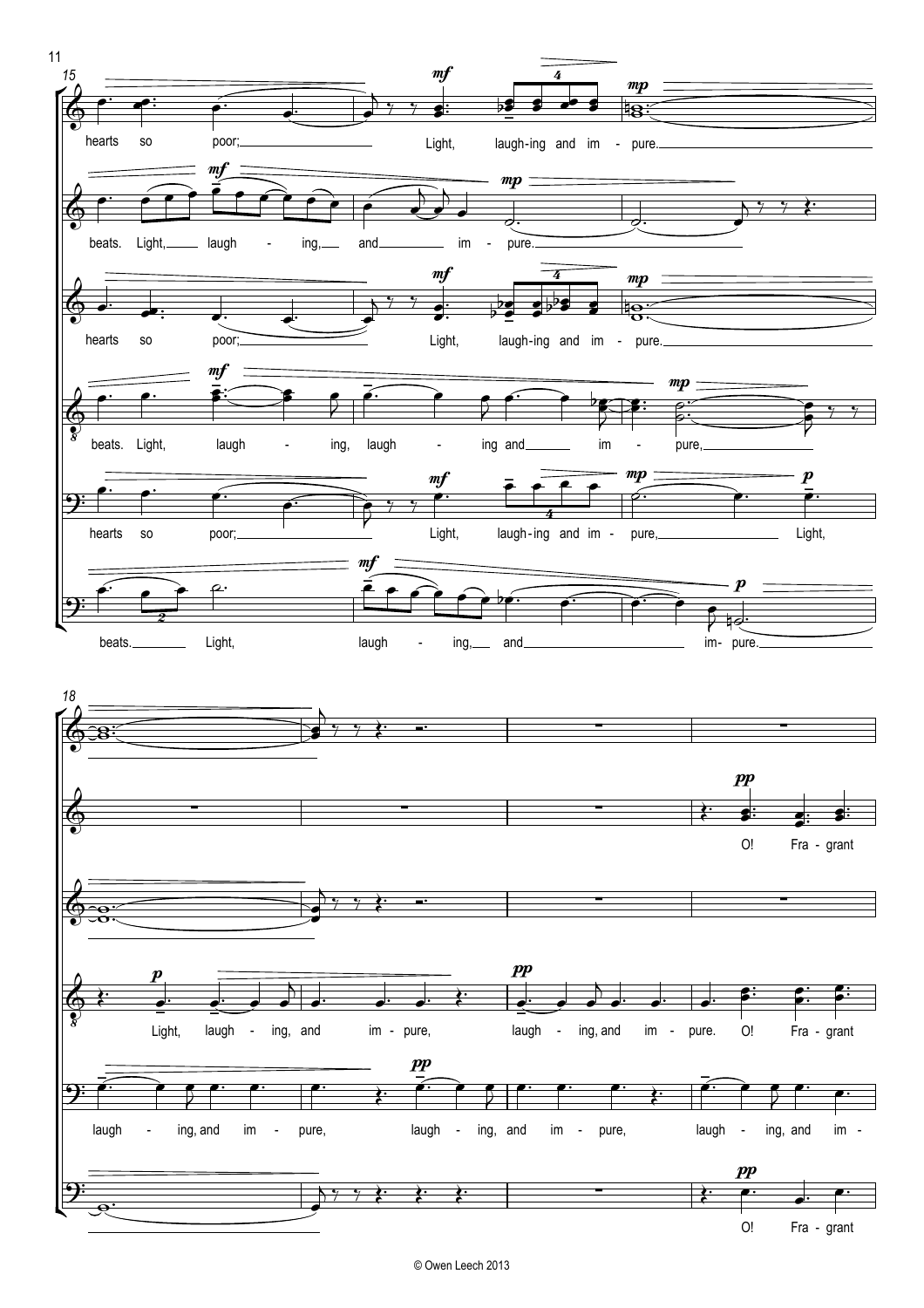15

hearts so poor; Light, laugh-ing and im - pure.

beats. Light, laugh - ing, and im - pure.

hearts so poor; Light, laugh-ing and im - pure.

beats. Light, laugh - ing, laugh - ing and im - pure,

hearts so poor; Light, laugh-ing and im - pure, Light,

beats. Light, laugh - ing, and im- pure.

18

O! Fra - grant

Light, laugh - ing, and im - pure, laugh - ing, and im - pure. O! Fra - grant

laugh - ing, and im - pure, laugh - ing, and im - pure, laugh - ing, and im -

O! Fra - grant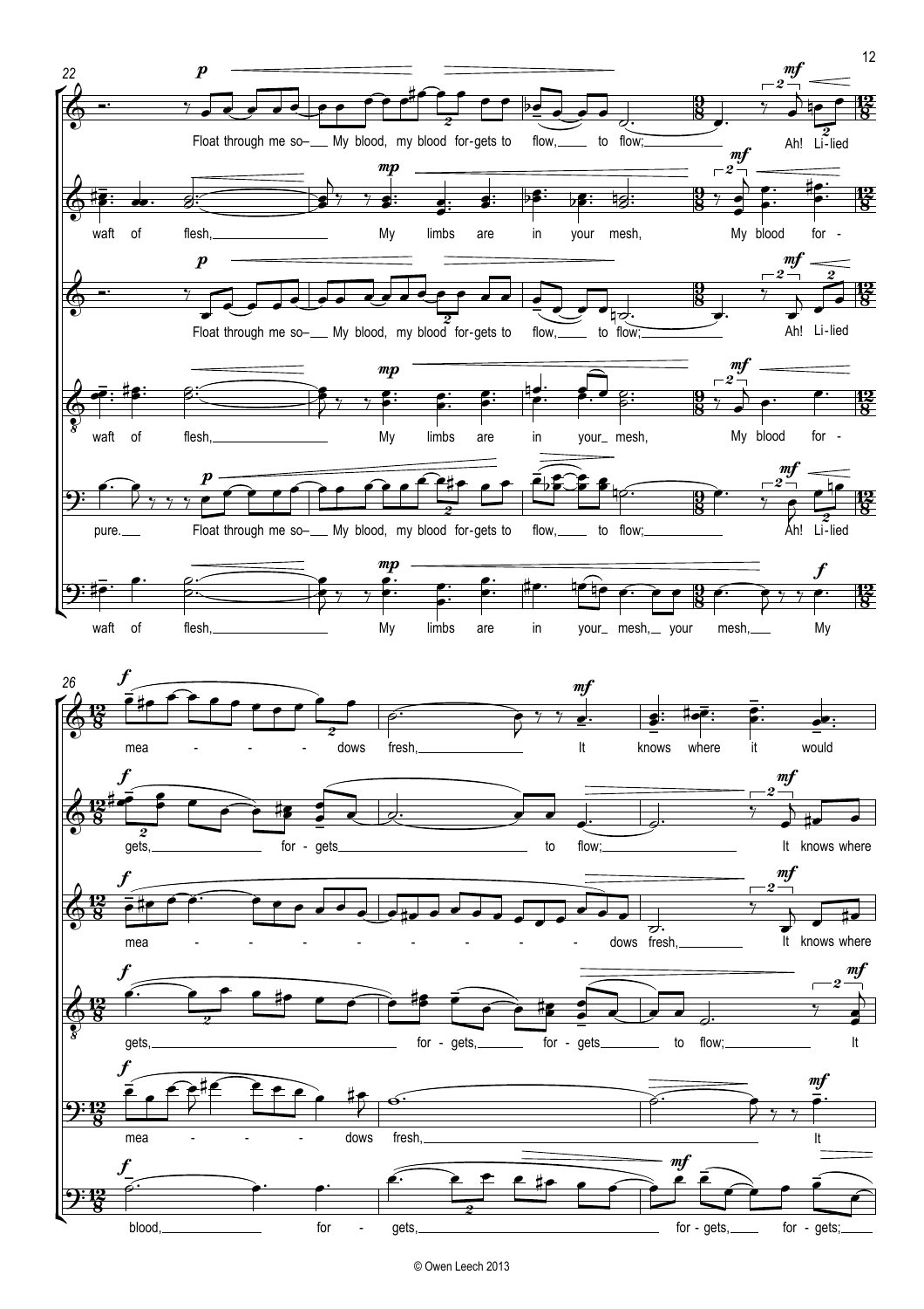22

Float through me so– My blood, my blood for-gets to flow, to flow; Ah! Li-lied

waft of flesh, My limbs are in your mesh, My blood for-

Float through me so– My blood, my blood for-gets to flow, to flow; Ah! Li-lied

waft of flesh, My limbs are in your_ mesh, My blood for-

pure. Float through me so– My blood, my blood for-gets to flow, to flow; Ah! Li-lied

waft of flesh, My limbs are in your_ mesh,_ your mesh, My

26

mea - - - - dows fresh, It knows where it would

gets, for - gets to flow; It knows where

mea - - - - - - - - - - dows fresh, It knows where

gets, for - gets, for - gets to flow; It

mea - - - - dows fresh, It

blood, for - gets, for - gets, for - gets;

© Owen Leech 2013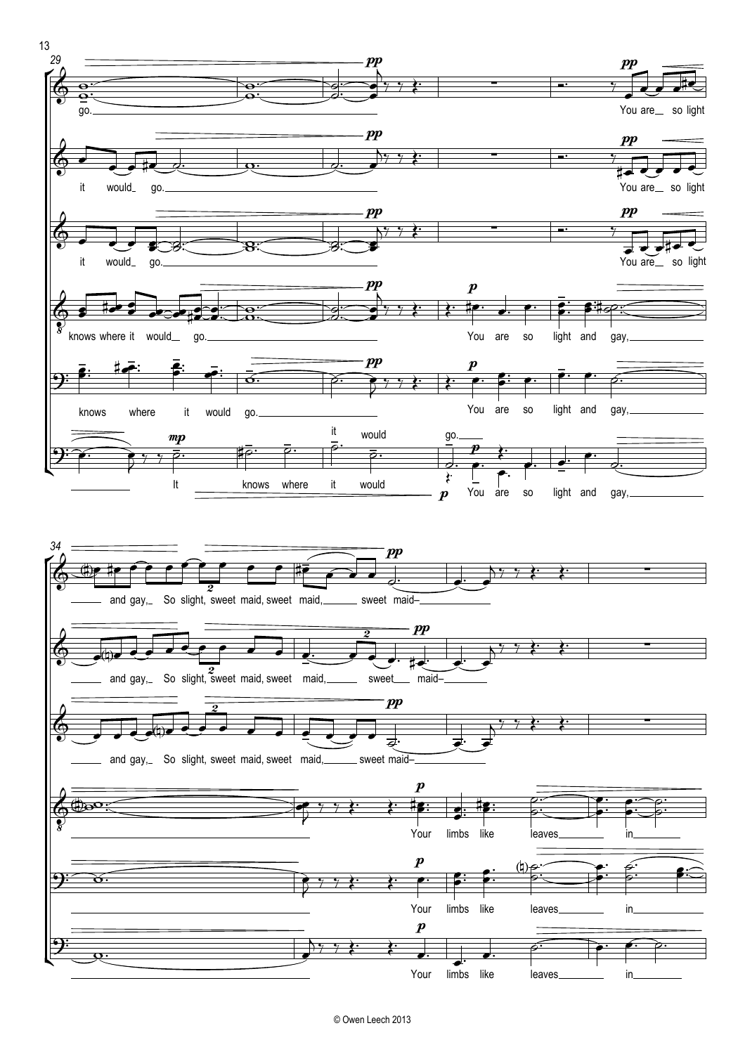go.

it would go.

it would go.

knows where it would go.

knows where it would go.

It knows where it would go.

You are so light

You are so light

You are so light

You are so light and gay,

You are so light and gay,

You are so light and gay,

and gay, So slight, sweet maid, sweet maid, sweet maid–

and gay, So slight, sweet maid, sweet maid, sweet maid–

and gay, So slight, sweet maid, sweet maid, sweet maid–

Your limbs like leaves in

Your limbs like leaves in

Your limbs like leaves in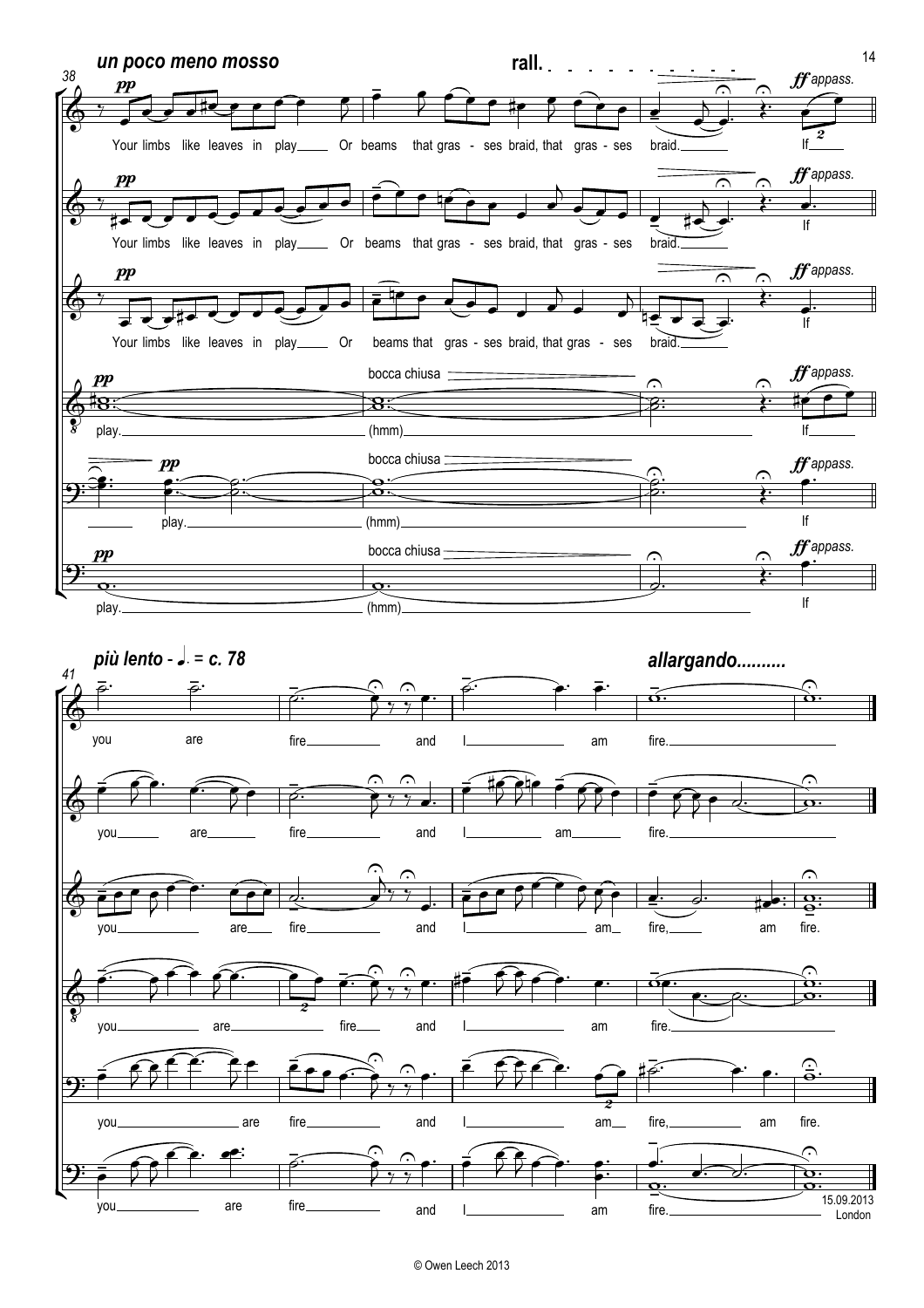*un poco meno mosso*

*rall.*

*più lento - ♩. = c. 78*

*allargando..........*

15.09.2013
London

© Owen Leech 2013